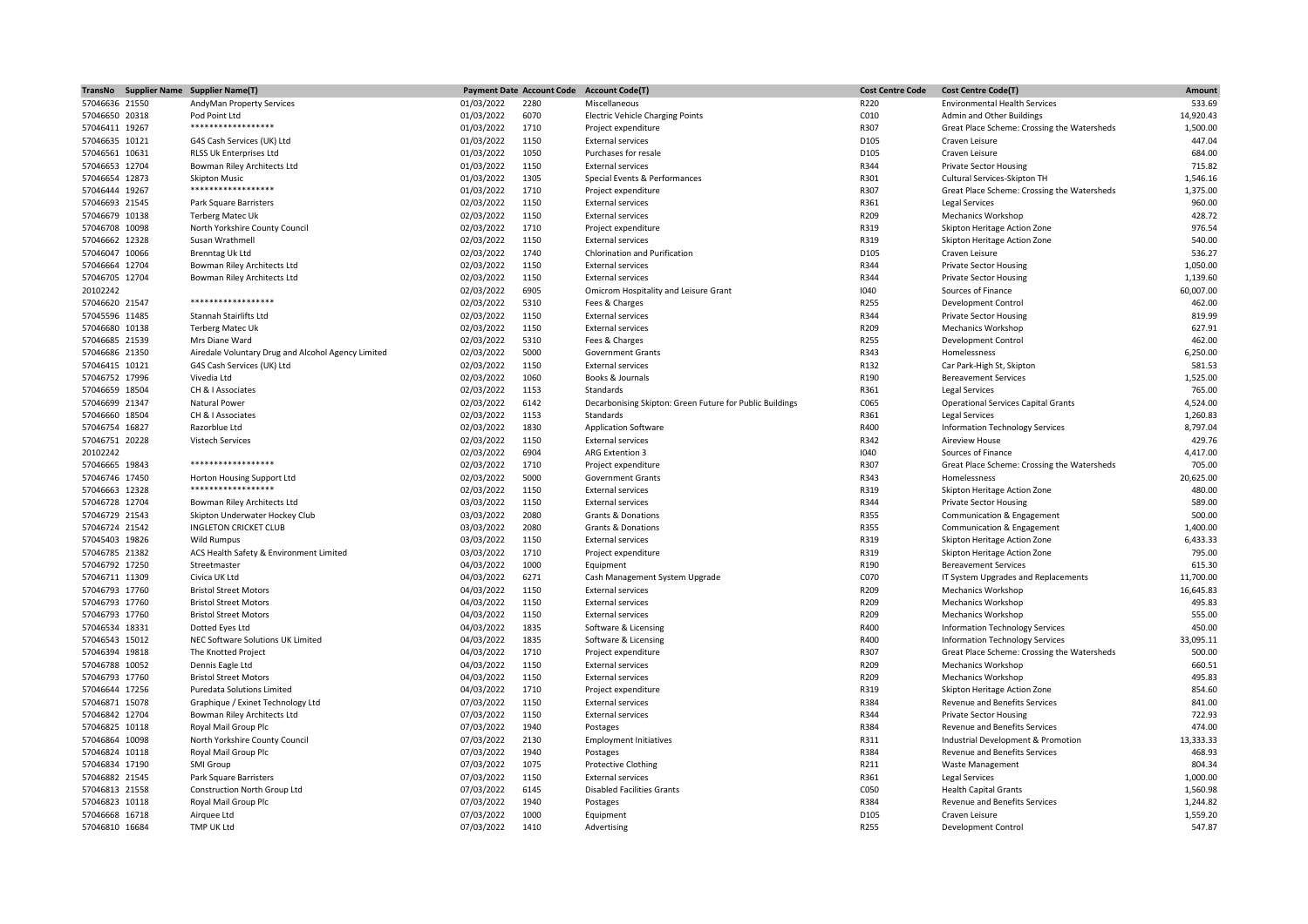| TransNo | Supplier Name | Supplier Name(T) | Payment Date | Account Code | Account Code(T) | Cost Centre Code | Cost Centre Code(T) | Amount |
|---|---|---|---|---|---|---|---|---|
| 57046636 | 21550 | AndyMan Property Services | 01/03/2022 | 2280 | Miscellaneous | R220 | Environmental Health Services | 533.69 |
| 57046650 | 20318 | Pod Point Ltd | 01/03/2022 | 6070 | Electric Vehicle Charging Points | C010 | Admin and Other Buildings | 14,920.43 |
| 57046411 | 19267 | ****************** | 01/03/2022 | 1710 | Project expenditure | R307 | Great Place Scheme: Crossing the Watersheds | 1,500.00 |
| 57046635 | 10121 | G4S Cash Services (UK) Ltd | 01/03/2022 | 1150 | External services | D105 | Craven Leisure | 447.04 |
| 57046561 | 10631 | RLSS Uk Enterprises Ltd | 01/03/2022 | 1050 | Purchases for resale | D105 | Craven Leisure | 684.00 |
| 57046653 | 12704 | Bowman Riley Architects Ltd | 01/03/2022 | 1150 | External services | R344 | Private Sector Housing | 715.82 |
| 57046654 | 12873 | Skipton Music | 01/03/2022 | 1305 | Special Events & Performances | R301 | Cultural Services-Skipton TH | 1,546.16 |
| 57046444 | 19267 | ****************** | 01/03/2022 | 1710 | Project expenditure | R307 | Great Place Scheme: Crossing the Watersheds | 1,375.00 |
| 57046693 | 21545 | Park Square Barristers | 02/03/2022 | 1150 | External services | R361 | Legal Services | 960.00 |
| 57046679 | 10138 | Terberg Matec Uk | 02/03/2022 | 1150 | External services | R209 | Mechanics Workshop | 428.72 |
| 57046708 | 10098 | North Yorkshire County Council | 02/03/2022 | 1710 | Project expenditure | R319 | Skipton Heritage Action Zone | 976.54 |
| 57046662 | 12328 | Susan Wrathmell | 02/03/2022 | 1150 | External services | R319 | Skipton Heritage Action Zone | 540.00 |
| 57046047 | 10066 | Brenntag Uk Ltd | 02/03/2022 | 1740 | Chlorination and Purification | D105 | Craven Leisure | 536.27 |
| 57046664 | 12704 | Bowman Riley Architects Ltd | 02/03/2022 | 1150 | External services | R344 | Private Sector Housing | 1,050.00 |
| 57046705 | 12704 | Bowman Riley Architects Ltd | 02/03/2022 | 1150 | External services | R344 | Private Sector Housing | 1,139.60 |
| 20102242 | | | 02/03/2022 | 6905 | Omicrom Hospitality and Leisure Grant | I040 | Sources of Finance | 60,007.00 |
| 57046620 | 21547 | ****************** | 02/03/2022 | 5310 | Fees & Charges | R255 | Development Control | 462.00 |
| 57045596 | 11485 | Stannah Stairlifts Ltd | 02/03/2022 | 1150 | External services | R344 | Private Sector Housing | 819.99 |
| 57046680 | 10138 | Terberg Matec Uk | 02/03/2022 | 1150 | External services | R209 | Mechanics Workshop | 627.91 |
| 57046685 | 21539 | Mrs Diane Ward | 02/03/2022 | 5310 | Fees & Charges | R255 | Development Control | 462.00 |
| 57046686 | 21350 | Airedale Voluntary Drug and Alcohol Agency Limited | 02/03/2022 | 5000 | Government Grants | R343 | Homelessness | 6,250.00 |
| 57046415 | 10121 | G4S Cash Services (UK) Ltd | 02/03/2022 | 1150 | External services | R132 | Car Park-High St, Skipton | 581.53 |
| 57046752 | 17996 | Vivedia Ltd | 02/03/2022 | 1060 | Books & Journals | R190 | Bereavement Services | 1,525.00 |
| 57046659 | 18504 | CH & I Associates | 02/03/2022 | 1153 | Standards | R361 | Legal Services | 765.00 |
| 57046699 | 21347 | Natural Power | 02/03/2022 | 6142 | Decarbonising Skipton: Green Future for Public Buildings | C065 | Operational Services Capital Grants | 4,524.00 |
| 57046660 | 18504 | CH & I Associates | 02/03/2022 | 1153 | Standards | R361 | Legal Services | 1,260.83 |
| 57046754 | 16827 | Razorblue Ltd | 02/03/2022 | 1830 | Application Software | R400 | Information Technology Services | 8,797.04 |
| 57046751 | 20228 | Vistech Services | 02/03/2022 | 1150 | External services | R342 | Aireview House | 429.76 |
| 20102242 | | | 02/03/2022 | 6904 | ARG Extention 3 | I040 | Sources of Finance | 4,417.00 |
| 57046665 | 19843 | ****************** | 02/03/2022 | 1710 | Project expenditure | R307 | Great Place Scheme: Crossing the Watersheds | 705.00 |
| 57046746 | 17450 | Horton Housing Support Ltd | 02/03/2022 | 5000 | Government Grants | R343 | Homelessness | 20,625.00 |
| 57046663 | 12328 | ****************** | 02/03/2022 | 1150 | External services | R319 | Skipton Heritage Action Zone | 480.00 |
| 57046728 | 12704 | Bowman Riley Architects Ltd | 03/03/2022 | 1150 | External services | R344 | Private Sector Housing | 589.00 |
| 57046729 | 21543 | Skipton Underwater Hockey Club | 03/03/2022 | 2080 | Grants & Donations | R355 | Communication & Engagement | 500.00 |
| 57046724 | 21542 | INGLETON CRICKET CLUB | 03/03/2022 | 2080 | Grants & Donations | R355 | Communication & Engagement | 1,400.00 |
| 57045403 | 19826 | Wild Rumpus | 03/03/2022 | 1150 | External services | R319 | Skipton Heritage Action Zone | 6,433.33 |
| 57046785 | 21382 | ACS Health Safety & Environment Limited | 03/03/2022 | 1710 | Project expenditure | R319 | Skipton Heritage Action Zone | 795.00 |
| 57046792 | 17250 | Streetmaster | 04/03/2022 | 1000 | Equipment | R190 | Bereavement Services | 615.30 |
| 57046711 | 11309 | Civica UK Ltd | 04/03/2022 | 6271 | Cash Management System Upgrade | C070 | IT System Upgrades and Replacements | 11,700.00 |
| 57046793 | 17760 | Bristol Street Motors | 04/03/2022 | 1150 | External services | R209 | Mechanics Workshop | 16,645.83 |
| 57046793 | 17760 | Bristol Street Motors | 04/03/2022 | 1150 | External services | R209 | Mechanics Workshop | 495.83 |
| 57046793 | 17760 | Bristol Street Motors | 04/03/2022 | 1150 | External services | R209 | Mechanics Workshop | 555.00 |
| 57046534 | 18331 | Dotted Eyes Ltd | 04/03/2022 | 1835 | Software & Licensing | R400 | Information Technology Services | 450.00 |
| 57046543 | 15012 | NEC Software Solutions UK Limited | 04/03/2022 | 1835 | Software & Licensing | R400 | Information Technology Services | 33,095.11 |
| 57046394 | 19818 | The Knotted Project | 04/03/2022 | 1710 | Project expenditure | R307 | Great Place Scheme: Crossing the Watersheds | 500.00 |
| 57046788 | 10052 | Dennis Eagle Ltd | 04/03/2022 | 1150 | External services | R209 | Mechanics Workshop | 660.51 |
| 57046793 | 17760 | Bristol Street Motors | 04/03/2022 | 1150 | External services | R209 | Mechanics Workshop | 495.83 |
| 57046644 | 17256 | Puredata Solutions Limited | 04/03/2022 | 1710 | Project expenditure | R319 | Skipton Heritage Action Zone | 854.60 |
| 57046871 | 15078 | Graphique / Exinet Technology Ltd | 07/03/2022 | 1150 | External services | R384 | Revenue and Benefits Services | 841.00 |
| 57046842 | 12704 | Bowman Riley Architects Ltd | 07/03/2022 | 1150 | External services | R344 | Private Sector Housing | 722.93 |
| 57046825 | 10118 | Royal Mail Group Plc | 07/03/2022 | 1940 | Postages | R384 | Revenue and Benefits Services | 474.00 |
| 57046864 | 10098 | North Yorkshire County Council | 07/03/2022 | 2130 | Employment Initiatives | R311 | Industrial Development & Promotion | 13,333.33 |
| 57046824 | 10118 | Royal Mail Group Plc | 07/03/2022 | 1940 | Postages | R384 | Revenue and Benefits Services | 468.93 |
| 57046834 | 17190 | SMI Group | 07/03/2022 | 1075 | Protective Clothing | R211 | Waste Management | 804.34 |
| 57046882 | 21545 | Park Square Barristers | 07/03/2022 | 1150 | External services | R361 | Legal Services | 1,000.00 |
| 57046813 | 21558 | Construction North Group Ltd | 07/03/2022 | 6145 | Disabled Facilities Grants | C050 | Health Capital Grants | 1,560.98 |
| 57046823 | 10118 | Royal Mail Group Plc | 07/03/2022 | 1940 | Postages | R384 | Revenue and Benefits Services | 1,244.82 |
| 57046668 | 16718 | Airquee Ltd | 07/03/2022 | 1000 | Equipment | D105 | Craven Leisure | 1,559.20 |
| 57046810 | 16684 | TMP UK Ltd | 07/03/2022 | 1410 | Advertising | R255 | Development Control | 547.87 |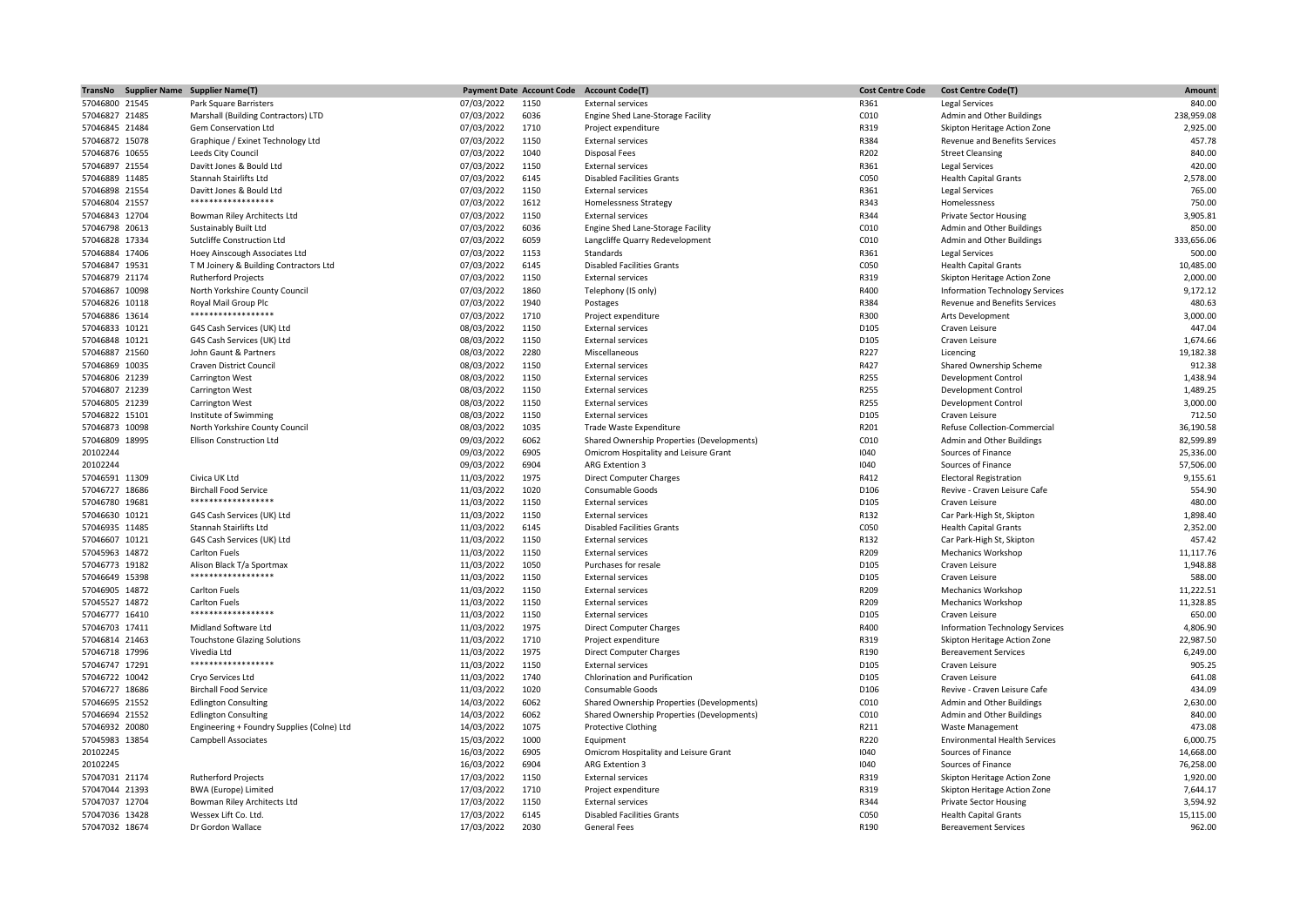| TransNo | Supplier Name | Supplier Name(T) | Payment Date | Account Code | Account Code(T) | Cost Centre Code | Cost Centre Code(T) | Amount |
|---|---|---|---|---|---|---|---|---|
| 57046800 | 21545 | Park Square Barristers | 07/03/2022 | 1150 | External services | R361 | Legal Services | 840.00 |
| 57046827 | 21485 | Marshall (Building Contractors) LTD | 07/03/2022 | 6036 | Engine Shed Lane-Storage Facility | C010 | Admin and Other Buildings | 238,959.08 |
| 57046845 | 21484 | Gem Conservation Ltd | 07/03/2022 | 1710 | Project expenditure | R319 | Skipton Heritage Action Zone | 2,925.00 |
| 57046872 | 15078 | Graphique / Exinet Technology Ltd | 07/03/2022 | 1150 | External services | R384 | Revenue and Benefits Services | 457.78 |
| 57046876 | 10655 | Leeds City Council | 07/03/2022 | 1040 | Disposal Fees | R202 | Street Cleansing | 840.00 |
| 57046897 | 21554 | Davitt Jones & Bould Ltd | 07/03/2022 | 1150 | External services | R361 | Legal Services | 420.00 |
| 57046889 | 11485 | Stannah Stairlifts Ltd | 07/03/2022 | 6145 | Disabled Facilities Grants | C050 | Health Capital Grants | 2,578.00 |
| 57046898 | 21554 | Davitt Jones & Bould Ltd | 07/03/2022 | 1150 | External services | R361 | Legal Services | 765.00 |
| 57046804 | 21557 | ****************** | 07/03/2022 | 1612 | Homelessness Strategy | R343 | Homelessness | 750.00 |
| 57046843 | 12704 | Bowman Riley Architects Ltd | 07/03/2022 | 1150 | External services | R344 | Private Sector Housing | 3,905.81 |
| 57046798 | 20613 | Sustainably Built Ltd | 07/03/2022 | 6036 | Engine Shed Lane-Storage Facility | C010 | Admin and Other Buildings | 850.00 |
| 57046828 | 17334 | Sutcliffe Construction Ltd | 07/03/2022 | 6059 | Langcliffe Quarry Redevelopment | C010 | Admin and Other Buildings | 333,656.06 |
| 57046884 | 17406 | Hoey Ainscough Associates Ltd | 07/03/2022 | 1153 | Standards | R361 | Legal Services | 500.00 |
| 57046847 | 19531 | T M Joinery & Building Contractors Ltd | 07/03/2022 | 6145 | Disabled Facilities Grants | C050 | Health Capital Grants | 10,485.00 |
| 57046879 | 21174 | Rutherford Projects | 07/03/2022 | 1150 | External services | R319 | Skipton Heritage Action Zone | 2,000.00 |
| 57046867 | 10098 | North Yorkshire County Council | 07/03/2022 | 1860 | Telephony (IS only) | R400 | Information Technology Services | 9,172.12 |
| 57046826 | 10118 | Royal Mail Group Plc | 07/03/2022 | 1940 | Postages | R384 | Revenue and Benefits Services | 480.63 |
| 57046886 | 13614 | ****************** | 07/03/2022 | 1710 | Project expenditure | R300 | Arts Development | 3,000.00 |
| 57046833 | 10121 | G4S Cash Services (UK) Ltd | 08/03/2022 | 1150 | External services | D105 | Craven Leisure | 447.04 |
| 57046848 | 10121 | G4S Cash Services (UK) Ltd | 08/03/2022 | 1150 | External services | D105 | Craven Leisure | 1,674.66 |
| 57046887 | 21560 | John Gaunt & Partners | 08/03/2022 | 2280 | Miscellaneous | R227 | Licencing | 19,182.38 |
| 57046869 | 10035 | Craven District Council | 08/03/2022 | 1150 | External services | R427 | Shared Ownership Scheme | 912.38 |
| 57046806 | 21239 | Carrington West | 08/03/2022 | 1150 | External services | R255 | Development Control | 1,438.94 |
| 57046807 | 21239 | Carrington West | 08/03/2022 | 1150 | External services | R255 | Development Control | 1,489.25 |
| 57046805 | 21239 | Carrington West | 08/03/2022 | 1150 | External services | R255 | Development Control | 3,000.00 |
| 57046822 | 15101 | Institute of Swimming | 08/03/2022 | 1150 | External services | D105 | Craven Leisure | 712.50 |
| 57046873 | 10098 | North Yorkshire County Council | 08/03/2022 | 1035 | Trade Waste Expenditure | R201 | Refuse Collection-Commercial | 36,190.58 |
| 57046809 | 18995 | Ellison Construction Ltd | 09/03/2022 | 6062 | Shared Ownership Properties (Developments) | C010 | Admin and Other Buildings | 82,599.89 |
| 20102244 | | | 09/03/2022 | 6905 | Omicrom Hospitality and Leisure Grant | I040 | Sources of Finance | 25,336.00 |
| 20102244 | | | 09/03/2022 | 6904 | ARG Extension 3 | I040 | Sources of Finance | 57,506.00 |
| 57046591 | 11309 | Civica UK Ltd | 11/03/2022 | 1975 | Direct Computer Charges | R412 | Electoral Registration | 9,155.61 |
| 57046727 | 18686 | Birchall Food Service | 11/03/2022 | 1020 | Consumable Goods | D106 | Revive - Craven Leisure Cafe | 554.90 |
| 57046780 | 19681 | ****************** | 11/03/2022 | 1150 | External services | D105 | Craven Leisure | 480.00 |
| 57046630 | 10121 | G4S Cash Services (UK) Ltd | 11/03/2022 | 1150 | External services | R132 | Car Park-High St, Skipton | 1,898.40 |
| 57046935 | 11485 | Stannah Stairlifts Ltd | 11/03/2022 | 6145 | Disabled Facilities Grants | C050 | Health Capital Grants | 2,352.00 |
| 57046607 | 10121 | G4S Cash Services (UK) Ltd | 11/03/2022 | 1150 | External services | R132 | Car Park-High St, Skipton | 457.42 |
| 57045963 | 14872 | Carlton Fuels | 11/03/2022 | 1150 | External services | R209 | Mechanics Workshop | 11,117.76 |
| 57046773 | 19182 | Alison Black T/a Sportmax | 11/03/2022 | 1050 | Purchases for resale | D105 | Craven Leisure | 1,948.88 |
| 57046649 | 15398 | ****************** | 11/03/2022 | 1150 | External services | D105 | Craven Leisure | 588.00 |
| 57046905 | 14872 | Carlton Fuels | 11/03/2022 | 1150 | External services | R209 | Mechanics Workshop | 11,222.51 |
| 57045527 | 14872 | Carlton Fuels | 11/03/2022 | 1150 | External services | R209 | Mechanics Workshop | 11,328.85 |
| 57046777 | 16410 | ****************** | 11/03/2022 | 1150 | External services | D105 | Craven Leisure | 650.00 |
| 57046703 | 17411 | Midland Software Ltd | 11/03/2022 | 1975 | Direct Computer Charges | R400 | Information Technology Services | 4,806.90 |
| 57046814 | 21463 | Touchstone Glazing Solutions | 11/03/2022 | 1710 | Project expenditure | R319 | Skipton Heritage Action Zone | 22,987.50 |
| 57046718 | 17996 | Vivedia Ltd | 11/03/2022 | 1975 | Direct Computer Charges | R190 | Bereavement Services | 6,249.00 |
| 57046747 | 17291 | ****************** | 11/03/2022 | 1150 | External services | D105 | Craven Leisure | 905.25 |
| 57046722 | 10042 | Cryo Services Ltd | 11/03/2022 | 1740 | Chlorination and Purification | D105 | Craven Leisure | 641.08 |
| 57046727 | 18686 | Birchall Food Service | 11/03/2022 | 1020 | Consumable Goods | D106 | Revive - Craven Leisure Cafe | 434.09 |
| 57046695 | 21552 | Edlington Consulting | 14/03/2022 | 6062 | Shared Ownership Properties (Developments) | C010 | Admin and Other Buildings | 2,630.00 |
| 57046694 | 21552 | Edlington Consulting | 14/03/2022 | 6062 | Shared Ownership Properties (Developments) | C010 | Admin and Other Buildings | 840.00 |
| 57046932 | 20080 | Engineering + Foundry Supplies (Colne) Ltd | 14/03/2022 | 1075 | Protective Clothing | R211 | Waste Management | 473.08 |
| 57045983 | 13854 | Campbell Associates | 15/03/2022 | 1000 | Equipment | R220 | Environmental Health Services | 6,000.75 |
| 20102245 | | | 16/03/2022 | 6905 | Omicrom Hospitality and Leisure Grant | I040 | Sources of Finance | 14,668.00 |
| 20102245 | | | 16/03/2022 | 6904 | ARG Extension 3 | I040 | Sources of Finance | 76,258.00 |
| 57047031 | 21174 | Rutherford Projects | 17/03/2022 | 1150 | External services | R319 | Skipton Heritage Action Zone | 1,920.00 |
| 57047044 | 21393 | BWA (Europe) Limited | 17/03/2022 | 1710 | Project expenditure | R319 | Skipton Heritage Action Zone | 7,644.17 |
| 57047037 | 12704 | Bowman Riley Architects Ltd | 17/03/2022 | 1150 | External services | R344 | Private Sector Housing | 3,594.92 |
| 57047036 | 13428 | Wessex Lift Co. Ltd. | 17/03/2022 | 6145 | Disabled Facilities Grants | C050 | Health Capital Grants | 15,115.00 |
| 57047032 | 18674 | Dr Gordon Wallace | 17/03/2022 | 2030 | General Fees | R190 | Bereavement Services | 962.00 |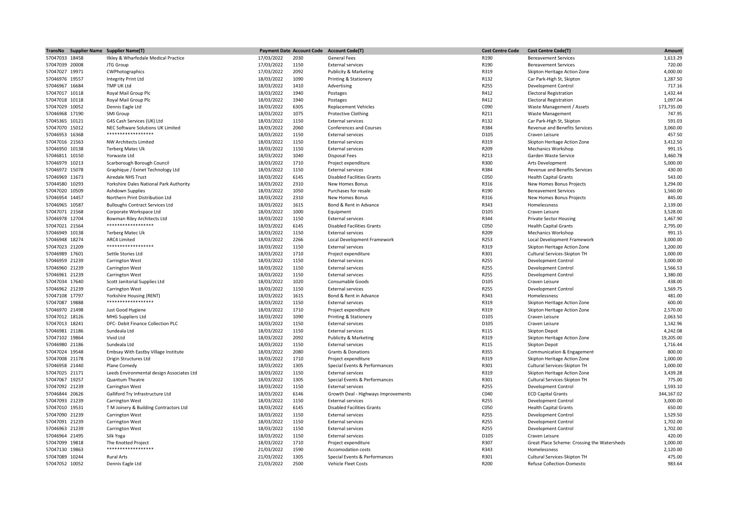| TransNo | Supplier Name | Supplier Name(T) | Payment Date | Account Code | Account Code(T) | Cost Centre Code | Cost Centre Code(T) | Amount |
|---|---|---|---|---|---|---|---|---|
| 57047033 | 18458 | Ilkley & Wharfedale Medical Practice | 17/03/2022 | 2030 | General Fees | R190 | Bereavement Services | 1,613.29 |
| 57047039 | 20008 | JTG Group | 17/03/2022 | 1150 | External services | R190 | Bereavement Services | 720.00 |
| 57047027 | 19971 | CWPhotographics | 17/03/2022 | 2092 | Publicity & Marketing | R319 | Skipton Heritage Action Zone | 4,000.00 |
| 57046976 | 19557 | Integrity Print Ltd | 18/03/2022 | 1090 | Printing & Stationery | R132 | Car Park-High St, Skipton | 1,287.50 |
| 57046967 | 16684 | TMP UK Ltd | 18/03/2022 | 1410 | Advertising | R255 | Development Control | 717.16 |
| 57047017 | 10118 | Royal Mail Group Plc | 18/03/2022 | 1940 | Postages | R412 | Electoral Registration | 1,432.44 |
| 57047018 | 10118 | Royal Mail Group Plc | 18/03/2022 | 1940 | Postages | R412 | Electoral Registration | 1,097.04 |
| 57047029 | 10052 | Dennis Eagle Ltd | 18/03/2022 | 6305 | Replacement Vehicles | C090 | Waste Management / Assets | 173,735.00 |
| 57046968 | 17190 | SMI Group | 18/03/2022 | 1075 | Protective Clothing | R211 | Waste Management | 747.95 |
| 57045365 | 10121 | G4S Cash Services (UK) Ltd | 18/03/2022 | 1150 | External services | R132 | Car Park-High St, Skipton | 591.03 |
| 57047070 | 15012 | NEC Software Solutions UK Limited | 18/03/2022 | 2060 | Conferences and Courses | R384 | Revenue and Benefits Services | 3,060.00 |
| 57046953 | 16368 | ****************** | 18/03/2022 | 1150 | External services | D105 | Craven Leisure | 457.50 |
| 57047016 | 21563 | NW Architects Limited | 18/03/2022 | 1150 | External services | R319 | Skipton Heritage Action Zone | 3,412.50 |
| 57046950 | 10138 | Terberg Matec Uk | 18/03/2022 | 1150 | External services | R209 | Mechanics Workshop | 991.15 |
| 57046811 | 10150 | Yorwaste Ltd | 18/03/2022 | 1040 | Disposal Fees | R213 | Garden Waste Service | 3,460.78 |
| 57046979 | 10213 | Scarborough Borough Council | 18/03/2022 | 1710 | Project expenditure | R300 | Arts Development | 5,000.00 |
| 57046972 | 15078 | Graphique / Exinet Technology Ltd | 18/03/2022 | 1150 | External services | R384 | Revenue and Benefits Services | 430.00 |
| 57046969 | 11673 | Airedale NHS Trust | 18/03/2022 | 6145 | Disabled Facilities Grants | C050 | Health Capital Grants | 543.00 |
| 57044580 | 10293 | Yorkshire Dales National Park Authority | 18/03/2022 | 2310 | New Homes Bonus | R316 | New Homes Bonus Projects | 3,294.00 |
| 57047020 | 10509 | Ashdown Supplies | 18/03/2022 | 1050 | Purchases for resale | R190 | Bereavement Services | 1,560.00 |
| 57046954 | 14457 | Northern Print Distribution Ltd | 18/03/2022 | 2310 | New Homes Bonus | R316 | New Homes Bonus Projects | 845.00 |
| 57046965 | 10587 | Bulloughs Contract Services Ltd | 18/03/2022 | 1615 | Bond & Rent in Advance | R343 | Homelessness | 2,139.00 |
| 57047071 | 21568 | Corporate Workspace Ltd | 18/03/2022 | 1000 | Equipment | D105 | Craven Leisure | 3,528.00 |
| 57046978 | 12704 | Bowman Riley Architects Ltd | 18/03/2022 | 1150 | External services | R344 | Private Sector Housing | 1,467.90 |
| 57047021 | 21564 | ****************** | 18/03/2022 | 6145 | Disabled Facilities Grants | C050 | Health Capital Grants | 2,795.00 |
| 57046949 | 10138 | Terberg Matec Uk | 18/03/2022 | 1150 | External services | R209 | Mechanics Workshop | 991.15 |
| 57046948 | 18274 | ARC4 Limited | 18/03/2022 | 2266 | Local Development Framework | R253 | Local Development Framework | 3,000.00 |
| 57047023 | 21209 | ****************** | 18/03/2022 | 1150 | External services | R319 | Skipton Heritage Action Zone | 1,200.00 |
| 57046989 | 17601 | Settle Stories Ltd | 18/03/2022 | 1710 | Project expenditure | R301 | Cultural Services-Skipton TH | 1,000.00 |
| 57046959 | 21239 | Carrington West | 18/03/2022 | 1150 | External services | R255 | Development Control | 3,000.00 |
| 57046960 | 21239 | Carrington West | 18/03/2022 | 1150 | External services | R255 | Development Control | 1,566.53 |
| 57046961 | 21239 | Carrington West | 18/03/2022 | 1150 | External services | R255 | Development Control | 1,380.00 |
| 57047034 | 17640 | Scott Janitorial Supplies Ltd | 18/03/2022 | 1020 | Consumable Goods | D105 | Craven Leisure | 438.00 |
| 57046962 | 21239 | Carrington West | 18/03/2022 | 1150 | External services | R255 | Development Control | 1,569.75 |
| 57047108 | 17797 | Yorkshire Housing (RENT) | 18/03/2022 | 1615 | Bond & Rent in Advance | R343 | Homelessness | 481.00 |
| 57047087 | 19888 | ****************** | 18/03/2022 | 1150 | External services | R319 | Skipton Heritage Action Zone | 600.00 |
| 57046970 | 21498 | Just Good Hygiene | 18/03/2022 | 1710 | Project expenditure | R319 | Skipton Heritage Action Zone | 2,570.00 |
| 57047012 | 18126 | MHG Suppliers Ltd | 18/03/2022 | 1090 | Printing & Stationery | D105 | Craven Leisure | 2,063.50 |
| 57047013 | 18241 | DFC- Debit Finance Collection PLC | 18/03/2022 | 1150 | External services | D105 | Craven Leisure | 1,142.96 |
| 57046981 | 21186 | Sundeala Ltd | 18/03/2022 | 1150 | External services | R115 | Skipton Depot | 4,242.08 |
| 57047102 | 19864 | Vivid Ltd | 18/03/2022 | 2092 | Publicity & Marketing | R319 | Skipton Heritage Action Zone | 19,205.00 |
| 57046980 | 21186 | Sundeala Ltd | 18/03/2022 | 1150 | External services | R115 | Skipton Depot | 1,716.44 |
| 57047024 | 19548 | Embsay With Eastby Village Institute | 18/03/2022 | 2080 | Grants & Donations | R355 | Communication & Engagement | 800.00 |
| 57047008 | 21178 | Origin Structures Ltd | 18/03/2022 | 1710 | Project expenditure | R319 | Skipton Heritage Action Zone | 1,000.00 |
| 57046958 | 21440 | Plane Comedy | 18/03/2022 | 1305 | Special Events & Performances | R301 | Cultural Services-Skipton TH | 1,000.00 |
| 57047025 | 21171 | Leeds Environmental design Associates Ltd | 18/03/2022 | 1150 | External services | R319 | Skipton Heritage Action Zone | 3,439.28 |
| 57047067 | 19257 | Quantum Theatre | 18/03/2022 | 1305 | Special Events & Performances | R301 | Cultural Services-Skipton TH | 775.00 |
| 57047092 | 21239 | Carrington West | 18/03/2022 | 1150 | External services | R255 | Development Control | 1,593.10 |
| 57046844 | 20626 | Galliford Try Infrastructure Ltd | 18/03/2022 | 6146 | Growth Deal - Highways Improvements | C040 | ECD Capital Grants | 344,167.02 |
| 57047093 | 21239 | Carrington West | 18/03/2022 | 1150 | External services | R255 | Development Control | 3,000.00 |
| 57047010 | 19531 | T M Joinery & Building Contractors Ltd | 18/03/2022 | 6145 | Disabled Facilities Grants | C050 | Health Capital Grants | 650.00 |
| 57047090 | 21239 | Carrington West | 18/03/2022 | 1150 | External services | R255 | Development Control | 1,529.50 |
| 57047091 | 21239 | Carrington West | 18/03/2022 | 1150 | External services | R255 | Development Control | 1,702.00 |
| 57046963 | 21239 | Carrington West | 18/03/2022 | 1150 | External services | R255 | Development Control | 1,702.00 |
| 57046964 | 21495 | Silk Yoga | 18/03/2022 | 1150 | External services | D105 | Craven Leisure | 420.00 |
| 57047099 | 19818 | The Knotted Project | 18/03/2022 | 1710 | Project expenditure | R307 | Great Place Scheme: Crossing the Watersheds | 1,000.00 |
| 57047130 | 19863 | ****************** | 21/03/2022 | 1590 | Accomodation costs | R343 | Homelessness | 2,120.00 |
| 57047089 | 10244 | Rural Arts | 21/03/2022 | 1305 | Special Events & Performances | R301 | Cultural Services-Skipton TH | 475.00 |
| 57047052 | 10052 | Dennis Eagle Ltd | 21/03/2022 | 2500 | Vehicle Fleet Costs | R200 | Refuse Collection-Domestic | 983.64 |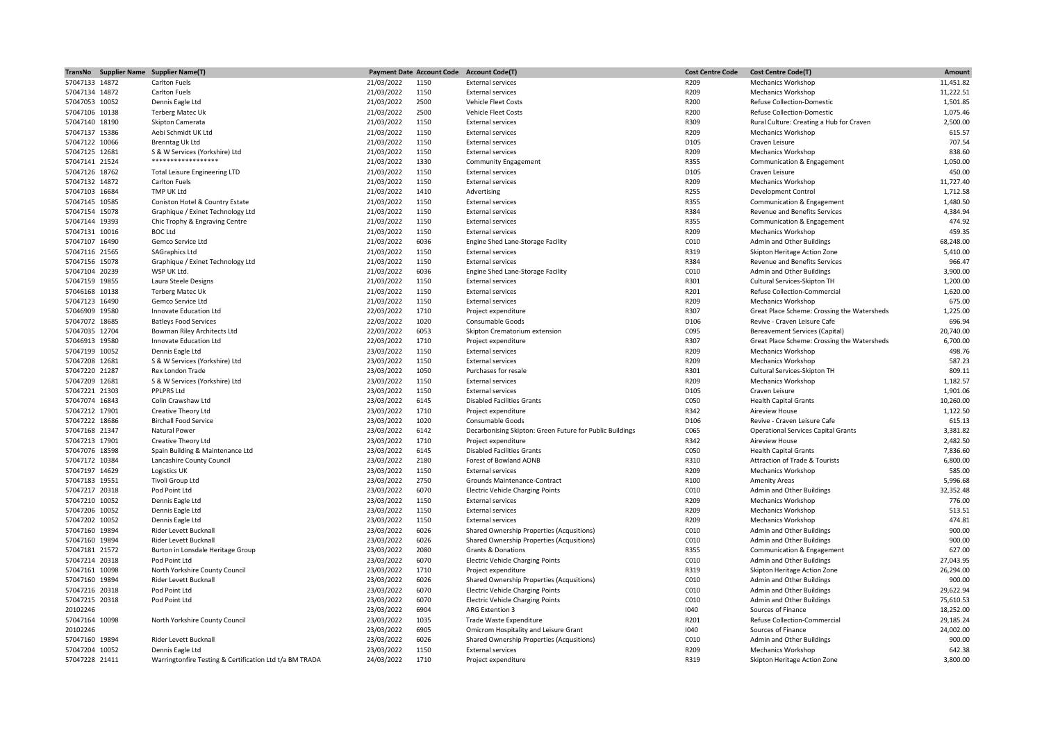| TransNo | Supplier Name | Supplier Name(T) | Payment Date | Account Code | Account Code(T) | Cost Centre Code | Cost Centre Code(T) | Amount |
|---|---|---|---|---|---|---|---|---|
| 57047133 | 14872 | Carlton Fuels | 21/03/2022 | 1150 | External services | R209 | Mechanics Workshop | 11,451.82 |
| 57047134 | 14872 | Carlton Fuels | 21/03/2022 | 1150 | External services | R209 | Mechanics Workshop | 11,222.51 |
| 57047053 | 10052 | Dennis Eagle Ltd | 21/03/2022 | 2500 | Vehicle Fleet Costs | R200 | Refuse Collection-Domestic | 1,501.85 |
| 57047106 | 10138 | Terberg Matec Uk | 21/03/2022 | 2500 | Vehicle Fleet Costs | R200 | Refuse Collection-Domestic | 1,075.46 |
| 57047140 | 18190 | Skipton Camerata | 21/03/2022 | 1150 | External services | R309 | Rural Culture: Creating a Hub for Craven | 2,500.00 |
| 57047137 | 15386 | Aebi Schmidt UK Ltd | 21/03/2022 | 1150 | External services | R209 | Mechanics Workshop | 615.57 |
| 57047122 | 10066 | Brenntag Uk Ltd | 21/03/2022 | 1150 | External services | D105 | Craven Leisure | 707.54 |
| 57047125 | 12681 | S & W Services (Yorkshire) Ltd | 21/03/2022 | 1150 | External services | R209 | Mechanics Workshop | 838.60 |
| 57047141 | 21524 | ****************** | 21/03/2022 | 1330 | Community Engagement | R355 | Communication & Engagement | 1,050.00 |
| 57047126 | 18762 | Total Leisure Engineering LTD | 21/03/2022 | 1150 | External services | D105 | Craven Leisure | 450.00 |
| 57047132 | 14872 | Carlton Fuels | 21/03/2022 | 1150 | External services | R209 | Mechanics Workshop | 11,727.40 |
| 57047103 | 16684 | TMP UK Ltd | 21/03/2022 | 1410 | Advertising | R255 | Development Control | 1,712.58 |
| 57047145 | 10585 | Coniston Hotel & Country Estate | 21/03/2022 | 1150 | External services | R355 | Communication & Engagement | 1,480.50 |
| 57047154 | 15078 | Graphique / Exinet Technology Ltd | 21/03/2022 | 1150 | External services | R384 | Revenue and Benefits Services | 4,384.94 |
| 57047144 | 19393 | Chic Trophy & Engraving Centre | 21/03/2022 | 1150 | External services | R355 | Communication & Engagement | 474.92 |
| 57047131 | 10016 | BOC Ltd | 21/03/2022 | 1150 | External services | R209 | Mechanics Workshop | 459.35 |
| 57047107 | 16490 | Gemco Service Ltd | 21/03/2022 | 6036 | Engine Shed Lane-Storage Facility | C010 | Admin and Other Buildings | 68,248.00 |
| 57047116 | 21565 | SAGraphics Ltd | 21/03/2022 | 1150 | External services | R319 | Skipton Heritage Action Zone | 5,410.00 |
| 57047156 | 15078 | Graphique / Exinet Technology Ltd | 21/03/2022 | 1150 | External services | R384 | Revenue and Benefits Services | 966.47 |
| 57047104 | 20239 | WSP UK Ltd. | 21/03/2022 | 6036 | Engine Shed Lane-Storage Facility | C010 | Admin and Other Buildings | 3,900.00 |
| 57047159 | 19855 | Laura Steele Designs | 21/03/2022 | 1150 | External services | R301 | Cultural Services-Skipton TH | 1,200.00 |
| 57046168 | 10138 | Terberg Matec Uk | 21/03/2022 | 1150 | External services | R201 | Refuse Collection-Commercial | 1,620.00 |
| 57047123 | 16490 | Gemco Service Ltd | 21/03/2022 | 1150 | External services | R209 | Mechanics Workshop | 675.00 |
| 57046909 | 19580 | Innovate Education Ltd | 22/03/2022 | 1710 | Project expenditure | R307 | Great Place Scheme: Crossing the Watersheds | 1,225.00 |
| 57047072 | 18685 | Batleys Food Services | 22/03/2022 | 1020 | Consumable Goods | D106 | Revive - Craven Leisure Cafe | 696.94 |
| 57047035 | 12704 | Bowman Riley Architects Ltd | 22/03/2022 | 6053 | Skipton Crematorium extension | C095 | Bereavement Services (Capital) | 20,740.00 |
| 57046913 | 19580 | Innovate Education Ltd | 22/03/2022 | 1710 | Project expenditure | R307 | Great Place Scheme: Crossing the Watersheds | 6,700.00 |
| 57047199 | 10052 | Dennis Eagle Ltd | 23/03/2022 | 1150 | External services | R209 | Mechanics Workshop | 498.76 |
| 57047208 | 12681 | S & W Services (Yorkshire) Ltd | 23/03/2022 | 1150 | External services | R209 | Mechanics Workshop | 587.23 |
| 57047220 | 21287 | Rex London Trade | 23/03/2022 | 1050 | Purchases for resale | R301 | Cultural Services-Skipton TH | 809.11 |
| 57047209 | 12681 | S & W Services (Yorkshire) Ltd | 23/03/2022 | 1150 | External services | R209 | Mechanics Workshop | 1,182.57 |
| 57047221 | 21303 | PPLPRS Ltd | 23/03/2022 | 1150 | External services | D105 | Craven Leisure | 1,901.06 |
| 57047074 | 16843 | Colin Crawshaw Ltd | 23/03/2022 | 6145 | Disabled Facilities Grants | C050 | Health Capital Grants | 10,260.00 |
| 57047212 | 17901 | Creative Theory Ltd | 23/03/2022 | 1710 | Project expenditure | R342 | Aireview House | 1,122.50 |
| 57047222 | 18686 | Birchall Food Service | 23/03/2022 | 1020 | Consumable Goods | D106 | Revive - Craven Leisure Cafe | 615.13 |
| 57047168 | 21347 | Natural Power | 23/03/2022 | 6142 | Decarbonising Skipton: Green Future for Public Buildings | C065 | Operational Services Capital Grants | 3,381.82 |
| 57047213 | 17901 | Creative Theory Ltd | 23/03/2022 | 1710 | Project expenditure | R342 | Aireview House | 2,482.50 |
| 57047076 | 18598 | Spain Building & Maintenance Ltd | 23/03/2022 | 6145 | Disabled Facilities Grants | C050 | Health Capital Grants | 7,836.60 |
| 57047172 | 10384 | Lancashire County Council | 23/03/2022 | 2180 | Forest of Bowland AONB | R310 | Attraction of Trade & Tourists | 6,800.00 |
| 57047197 | 14629 | Logistics UK | 23/03/2022 | 1150 | External services | R209 | Mechanics Workshop | 585.00 |
| 57047183 | 19551 | Tivoli Group Ltd | 23/03/2022 | 2750 | Grounds Maintenance-Contract | R100 | Amenity Areas | 5,996.68 |
| 57047217 | 20318 | Pod Point Ltd | 23/03/2022 | 6070 | Electric Vehicle Charging Points | C010 | Admin and Other Buildings | 32,352.48 |
| 57047210 | 10052 | Dennis Eagle Ltd | 23/03/2022 | 1150 | External services | R209 | Mechanics Workshop | 776.00 |
| 57047206 | 10052 | Dennis Eagle Ltd | 23/03/2022 | 1150 | External services | R209 | Mechanics Workshop | 513.51 |
| 57047202 | 10052 | Dennis Eagle Ltd | 23/03/2022 | 1150 | External services | R209 | Mechanics Workshop | 474.81 |
| 57047160 | 19894 | Rider Levett Bucknall | 23/03/2022 | 6026 | Shared Ownership Properties (Acqusitions) | C010 | Admin and Other Buildings | 900.00 |
| 57047160 | 19894 | Rider Levett Bucknall | 23/03/2022 | 6026 | Shared Ownership Properties (Acqusitions) | C010 | Admin and Other Buildings | 900.00 |
| 57047181 | 21572 | Burton in Lonsdale Heritage Group | 23/03/2022 | 2080 | Grants & Donations | R355 | Communication & Engagement | 627.00 |
| 57047214 | 20318 | Pod Point Ltd | 23/03/2022 | 6070 | Electric Vehicle Charging Points | C010 | Admin and Other Buildings | 27,043.95 |
| 57047161 | 10098 | North Yorkshire County Council | 23/03/2022 | 1710 | Project expenditure | R319 | Skipton Heritage Action Zone | 26,294.00 |
| 57047160 | 19894 | Rider Levett Bucknall | 23/03/2022 | 6026 | Shared Ownership Properties (Acqusitions) | C010 | Admin and Other Buildings | 900.00 |
| 57047216 | 20318 | Pod Point Ltd | 23/03/2022 | 6070 | Electric Vehicle Charging Points | C010 | Admin and Other Buildings | 29,622.94 |
| 57047215 | 20318 | Pod Point Ltd | 23/03/2022 | 6070 | Electric Vehicle Charging Points | C010 | Admin and Other Buildings | 75,610.53 |
| 20102246 | | | 23/03/2022 | 6904 | ARG Extention 3 | I040 | Sources of Finance | 18,252.00 |
| 57047164 | 10098 | North Yorkshire County Council | 23/03/2022 | 1035 | Trade Waste Expenditure | R201 | Refuse Collection-Commercial | 29,185.24 |
| 20102246 | | | 23/03/2022 | 6905 | Omicrom Hospitality and Leisure Grant | I040 | Sources of Finance | 24,002.00 |
| 57047160 | 19894 | Rider Levett Bucknall | 23/03/2022 | 6026 | Shared Ownership Properties (Acqusitions) | C010 | Admin and Other Buildings | 900.00 |
| 57047204 | 10052 | Dennis Eagle Ltd | 23/03/2022 | 1150 | External services | R209 | Mechanics Workshop | 642.38 |
| 57047228 | 21411 | Warringtonfire Testing & Certification Ltd t/a BM TRADA | 24/03/2022 | 1710 | Project expenditure | R319 | Skipton Heritage Action Zone | 3,800.00 |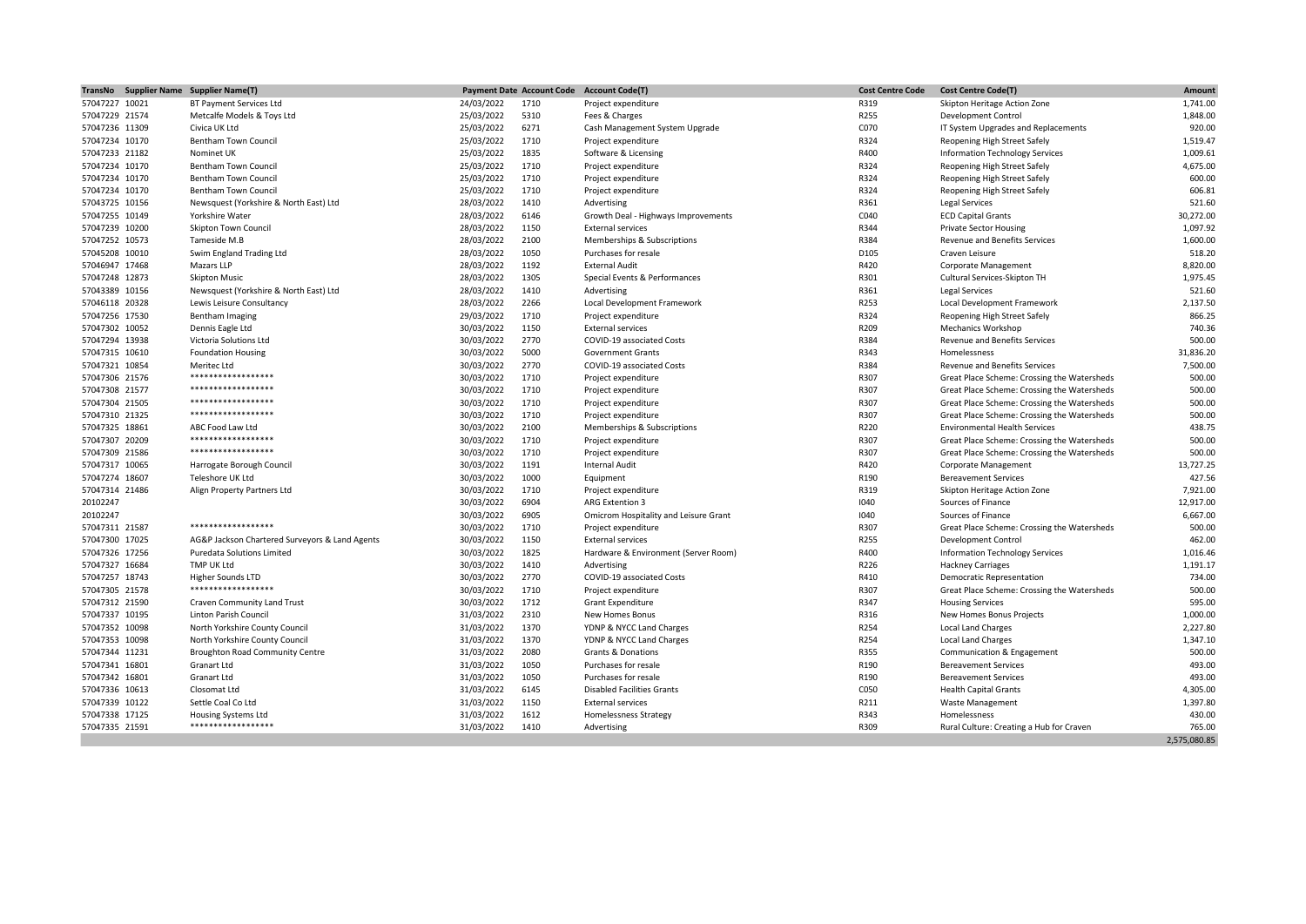| TransNo | Supplier Name | Supplier Name(T) | Payment Date | Account Code | Account Code(T) | Cost Centre Code | Cost Centre Code(T) | Amount |
|---|---|---|---|---|---|---|---|---|
| 57047227 | 10021 | BT Payment Services Ltd | 24/03/2022 | 1710 | Project expenditure | R319 | Skipton Heritage Action Zone | 1,741.00 |
| 57047229 | 21574 | Metcalfe Models & Toys Ltd | 25/03/2022 | 5310 | Fees & Charges | R255 | Development Control | 1,848.00 |
| 57047236 | 11309 | Civica UK Ltd | 25/03/2022 | 6271 | Cash Management System Upgrade | C070 | IT System Upgrades and Replacements | 920.00 |
| 57047234 | 10170 | Bentham Town Council | 25/03/2022 | 1710 | Project expenditure | R324 | Reopening High Street Safely | 1,519.47 |
| 57047233 | 21182 | Nominet UK | 25/03/2022 | 1835 | Software & Licensing | R400 | Information Technology Services | 1,009.61 |
| 57047234 | 10170 | Bentham Town Council | 25/03/2022 | 1710 | Project expenditure | R324 | Reopening High Street Safely | 4,675.00 |
| 57047234 | 10170 | Bentham Town Council | 25/03/2022 | 1710 | Project expenditure | R324 | Reopening High Street Safely | 600.00 |
| 57047234 | 10170 | Bentham Town Council | 25/03/2022 | 1710 | Project expenditure | R324 | Reopening High Street Safely | 606.81 |
| 57043725 | 10156 | Newsquest (Yorkshire & North East) Ltd | 28/03/2022 | 1410 | Advertising | R361 | Legal Services | 521.60 |
| 57047255 | 10149 | Yorkshire Water | 28/03/2022 | 6146 | Growth Deal - Highways Improvements | C040 | ECD Capital Grants | 30,272.00 |
| 57047239 | 10200 | Skipton Town Council | 28/03/2022 | 1150 | External services | R344 | Private Sector Housing | 1,097.92 |
| 57047252 | 10573 | Tameside M.B | 28/03/2022 | 2100 | Memberships & Subscriptions | R384 | Revenue and Benefits Services | 1,600.00 |
| 57045208 | 10010 | Swim England Trading Ltd | 28/03/2022 | 1050 | Purchases for resale | D105 | Craven Leisure | 518.20 |
| 57046947 | 17468 | Mazars LLP | 28/03/2022 | 1192 | External Audit | R420 | Corporate Management | 8,820.00 |
| 57047248 | 12873 | Skipton Music | 28/03/2022 | 1305 | Special Events & Performances | R301 | Cultural Services-Skipton TH | 1,975.45 |
| 57043389 | 10156 | Newsquest (Yorkshire & North East) Ltd | 28/03/2022 | 1410 | Advertising | R361 | Legal Services | 521.60 |
| 57046118 | 20328 | Lewis Leisure Consultancy | 28/03/2022 | 2266 | Local Development Framework | R253 | Local Development Framework | 2,137.50 |
| 57047256 | 17530 | Bentham Imaging | 29/03/2022 | 1710 | Project expenditure | R324 | Reopening High Street Safely | 866.25 |
| 57047302 | 10052 | Dennis Eagle Ltd | 30/03/2022 | 1150 | External services | R209 | Mechanics Workshop | 740.36 |
| 57047294 | 13938 | Victoria Solutions Ltd | 30/03/2022 | 2770 | COVID-19 associated Costs | R384 | Revenue and Benefits Services | 500.00 |
| 57047315 | 10610 | Foundation Housing | 30/03/2022 | 5000 | Government Grants | R343 | Homelessness | 31,836.20 |
| 57047321 | 10854 | Meritec Ltd | 30/03/2022 | 2770 | COVID-19 associated Costs | R384 | Revenue and Benefits Services | 7,500.00 |
| 57047306 | 21576 | ****************** | 30/03/2022 | 1710 | Project expenditure | R307 | Great Place Scheme: Crossing the Watersheds | 500.00 |
| 57047308 | 21577 | ****************** | 30/03/2022 | 1710 | Project expenditure | R307 | Great Place Scheme: Crossing the Watersheds | 500.00 |
| 57047304 | 21505 | ****************** | 30/03/2022 | 1710 | Project expenditure | R307 | Great Place Scheme: Crossing the Watersheds | 500.00 |
| 57047310 | 21325 | ****************** | 30/03/2022 | 1710 | Project expenditure | R307 | Great Place Scheme: Crossing the Watersheds | 500.00 |
| 57047325 | 18861 | ABC Food Law Ltd | 30/03/2022 | 2100 | Memberships & Subscriptions | R220 | Environmental Health Services | 438.75 |
| 57047307 | 20209 | ****************** | 30/03/2022 | 1710 | Project expenditure | R307 | Great Place Scheme: Crossing the Watersheds | 500.00 |
| 57047309 | 21586 | ****************** | 30/03/2022 | 1710 | Project expenditure | R307 | Great Place Scheme: Crossing the Watersheds | 500.00 |
| 57047317 | 10065 | Harrogate Borough Council | 30/03/2022 | 1191 | Internal Audit | R420 | Corporate Management | 13,727.25 |
| 57047274 | 18607 | Teleshore UK Ltd | 30/03/2022 | 1000 | Equipment | R190 | Bereavement Services | 427.56 |
| 57047314 | 21486 | Align Property Partners Ltd | 30/03/2022 | 1710 | Project expenditure | R319 | Skipton Heritage Action Zone | 7,921.00 |
| 20102247 | | | 30/03/2022 | 6904 | ARG Extention 3 | I040 | Sources of Finance | 12,917.00 |
| 20102247 | | | 30/03/2022 | 6905 | Omicrom Hospitality and Leisure Grant | I040 | Sources of Finance | 6,667.00 |
| 57047311 | 21587 | ****************** | 30/03/2022 | 1710 | Project expenditure | R307 | Great Place Scheme: Crossing the Watersheds | 500.00 |
| 57047300 | 17025 | AG&P Jackson Chartered Surveyors & Land Agents | 30/03/2022 | 1150 | External services | R255 | Development Control | 462.00 |
| 57047326 | 17256 | Puredata Solutions Limited | 30/03/2022 | 1825 | Hardware & Environment (Server Room) | R400 | Information Technology Services | 1,016.46 |
| 57047327 | 16684 | TMP UK Ltd | 30/03/2022 | 1410 | Advertising | R226 | Hackney Carriages | 1,191.17 |
| 57047257 | 18743 | Higher Sounds LTD | 30/03/2022 | 2770 | COVID-19 associated Costs | R410 | Democratic Representation | 734.00 |
| 57047305 | 21578 | ****************** | 30/03/2022 | 1710 | Project expenditure | R307 | Great Place Scheme: Crossing the Watersheds | 500.00 |
| 57047312 | 21590 | Craven Community Land Trust | 30/03/2022 | 1712 | Grant Expenditure | R347 | Housing Services | 595.00 |
| 57047337 | 10195 | Linton Parish Council | 31/03/2022 | 2310 | New Homes Bonus | R316 | New Homes Bonus Projects | 1,000.00 |
| 57047352 | 10098 | North Yorkshire County Council | 31/03/2022 | 1370 | YDNP & NYCC Land Charges | R254 | Local Land Charges | 2,227.80 |
| 57047353 | 10098 | North Yorkshire County Council | 31/03/2022 | 1370 | YDNP & NYCC Land Charges | R254 | Local Land Charges | 1,347.10 |
| 57047344 | 11231 | Broughton Road Community Centre | 31/03/2022 | 2080 | Grants & Donations | R355 | Communication & Engagement | 500.00 |
| 57047341 | 16801 | Granart Ltd | 31/03/2022 | 1050 | Purchases for resale | R190 | Bereavement Services | 493.00 |
| 57047342 | 16801 | Granart Ltd | 31/03/2022 | 1050 | Purchases for resale | R190 | Bereavement Services | 493.00 |
| 57047336 | 10613 | Closomat Ltd | 31/03/2022 | 6145 | Disabled Facilities Grants | C050 | Health Capital Grants | 4,305.00 |
| 57047339 | 10122 | Settle Coal Co Ltd | 31/03/2022 | 1150 | External services | R211 | Waste Management | 1,397.80 |
| 57047338 | 17125 | Housing Systems Ltd | 31/03/2022 | 1612 | Homelessness Strategy | R343 | Homelessness | 430.00 |
| 57047335 | 21591 | ****************** | 31/03/2022 | 1410 | Advertising | R309 | Rural Culture: Creating a Hub for Craven | 765.00 |
| | | | | | | | | 2,575,080.85 |